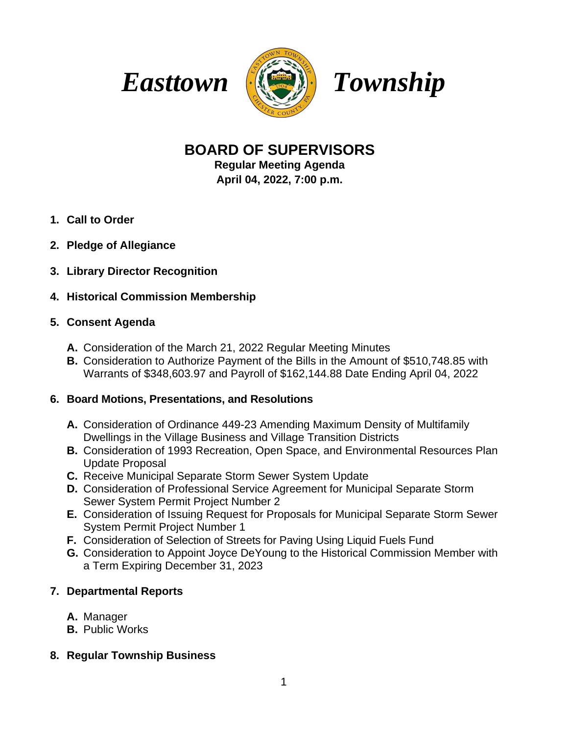# Easttown Township

## BOARD OF SUPERVISORS

**Regular Meeting Agenda**
**April 04, 2022, 7:00 p.m.**

1. **Call to Order**

2. **Pledge of Allegiance**

3. **Library Director Recognition**

4. **Historical Commission Membership**

5. **Consent Agenda**

   - **A.** Consideration of the March 21, 2022 Regular Meeting Minutes
   - **B.** Consideration to Authorize Payment of the Bills in the Amount of $510,748.85 with Warrants of $348,603.97 and Payroll of $162,144.88 Date Ending April 04, 2022

6. **Board Motions, Presentations, and Resolutions**

   - **A.** Consideration of Ordinance 449-23 Amending Maximum Density of Multifamily Dwellings in the Village Business and Village Transition Districts
   - **B.** Consideration of 1993 Recreation, Open Space, and Environmental Resources Plan Update Proposal
   - **C.** Receive Municipal Separate Storm Sewer System Update
   - **D.** Consideration of Professional Service Agreement for Municipal Separate Storm Sewer System Permit Project Number 2
   - **E.** Consideration of Issuing Request for Proposals for Municipal Separate Storm Sewer System Permit Project Number 1
   - **F.** Consideration of Selection of Streets for Paving Using Liquid Fuels Fund
   - **G.** Consideration to Appoint Joyce DeYoung to the Historical Commission Member with a Term Expiring December 31, 2023

7. **Departmental Reports**

   - **A.** Manager
   - **B.** Public Works

8. **Regular Township Business**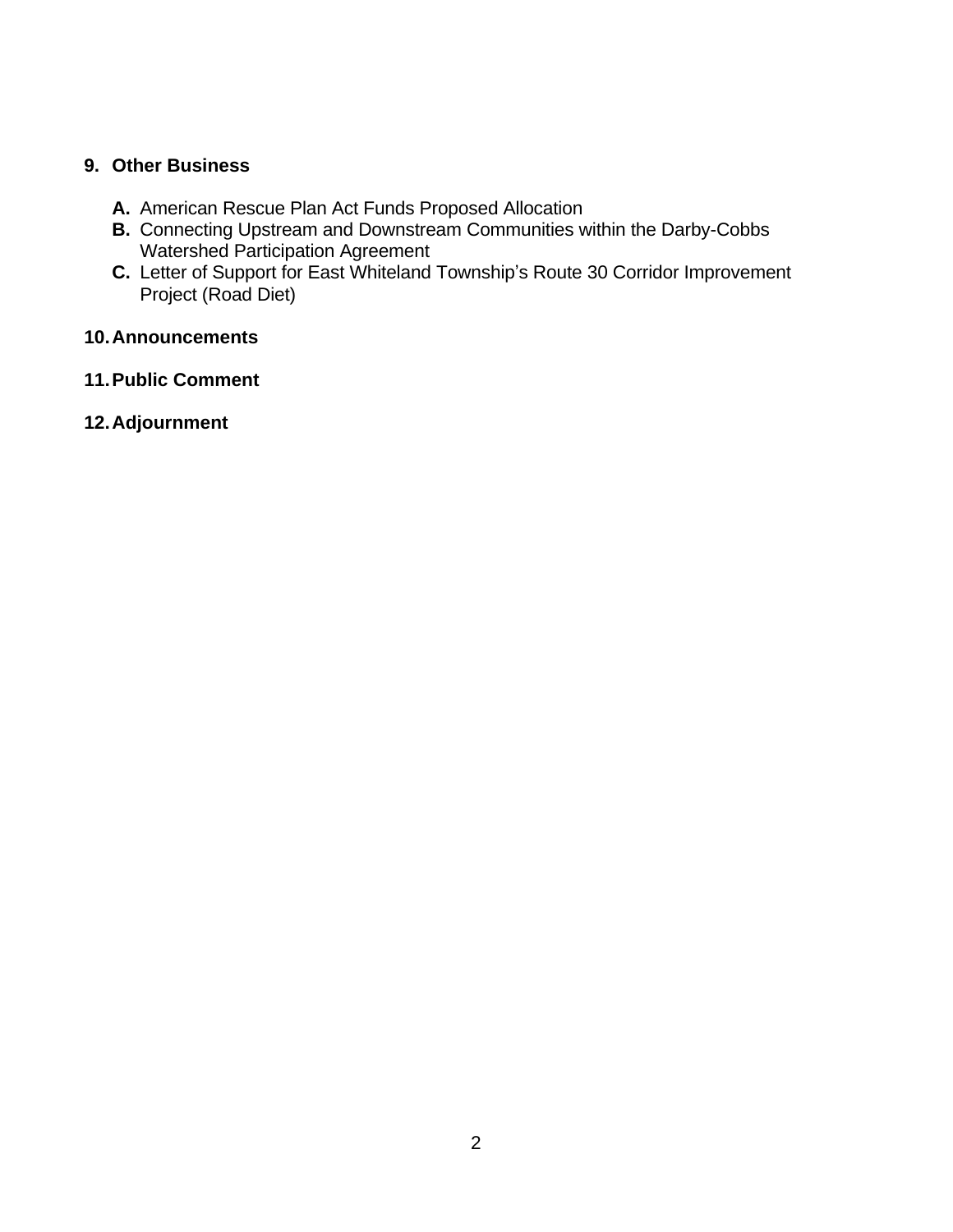**9. Other Business**

- **A.** American Rescue Plan Act Funds Proposed Allocation
- **B.** Connecting Upstream and Downstream Communities within the Darby-Cobbs Watershed Participation Agreement
- **C.** Letter of Support for East Whiteland Township's Route 30 Corridor Improvement Project (Road Diet)

**10. Announcements**

**11. Public Comment**

**12. Adjournment**